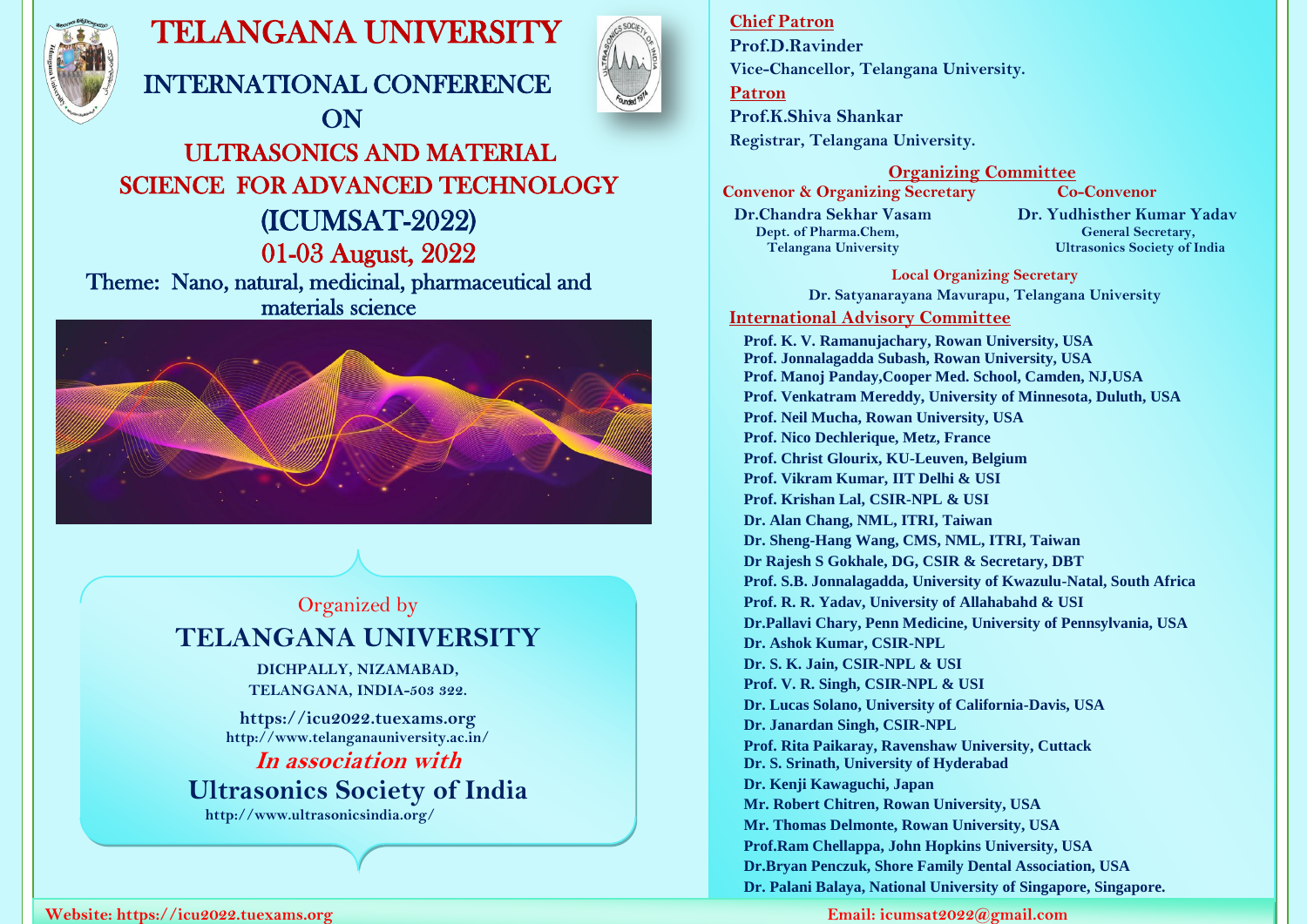# TELANGANA UNIVERSITY

## INTERNATIONAL CONFERENCE ON ULTRASONICS AND MATERIAL SCIENCE FOR ADVANCED TECHNOLOGY (ICUMSAT-2022)

**01-03 August, 2022**

Theme: Nano, natural, medicinal, pharmaceutical and materials science

Organized by

**TELANGANA UNIVERSITY**

DICHPALLY, NIZAMABAD,
TELANGANA, INDIA-503 322.

https://icu2022.tuexams.org
http://www.telanganauniversity.ac.in/

***In association with***

**Ultrasonics Society of India**

http://www.ultrasonicsindia.org/

### Chief Patron

**Prof.D.Ravinder**
**Vice-Chancellor, Telangana University.**

### Patron

**Prof.K.Shiva Shankar**
**Registrar, Telangana University.**

### Organizing Committee

**Convenor & Organizing Secretary**

**Dr.Chandra Sekhar Vasam**
Dept. of Pharma.Chem,
Telangana University

**Co-Convenor**

**Dr. Yudhisther Kumar Yadav**
General Secretary,
Ultrasonics Society of India

**Local Organizing Secretary**

**Dr. Satyanarayana Mavurapu, Telangana University**

### International Advisory Committee

- **Prof. K. V. Ramanujachary, Rowan University, USA**
- **Prof. Jonnalagadda Subash, Rowan University, USA**
- **Prof. Manoj Panday,Cooper Med. School, Camden, NJ,USA**
- **Prof. Venkatram Mereddy, University of Minnesota, Duluth, USA**
- **Prof. Neil Mucha, Rowan University, USA**
- **Prof. Nico Dechlerique, Metz, France**
- **Prof. Christ Glourix, KU-Leuven, Belgium**
- **Prof. Vikram Kumar, IIT Delhi & USI**
- **Prof. Krishan Lal, CSIR-NPL & USI**
- **Dr. Alan Chang, NML, ITRI, Taiwan**
- **Dr. Sheng-Hang Wang, CMS, NML, ITRI, Taiwan**
- **Dr Rajesh S Gokhale, DG, CSIR & Secretary, DBT**
- **Prof. S.B. Jonnalagadda, University of Kwazulu-Natal, South Africa**
- **Prof. R. R. Yadav, University of Allahabahd & USI**
- **Dr.Pallavi Chary, Penn Medicine, University of Pennsylvania, USA**
- **Dr. Ashok Kumar, CSIR-NPL**
- **Dr. S. K. Jain, CSIR-NPL & USI**
- **Prof. V. R. Singh, CSIR-NPL & USI**
- **Dr. Lucas Solano, University of California-Davis, USA**
- **Dr. Janardan Singh, CSIR-NPL**
- **Prof. Rita Paikaray, Ravenshaw University, Cuttack**
- **Dr. S. Srinath, University of Hyderabad**
- **Dr. Kenji Kawaguchi, Japan**
- **Mr. Robert Chitren, Rowan University, USA**
- **Mr. Thomas Delmonte, Rowan University, USA**
- **Prof.Ram Chellappa, John Hopkins University, USA**
- **Dr.Bryan Penczuk, Shore Family Dental Association, USA**
- **Dr. Palani Balaya, National University of Singapore, Singapore.**

**Website: https://icu2022.tuexams.org**

**Email: icumsat2022@gmail.com**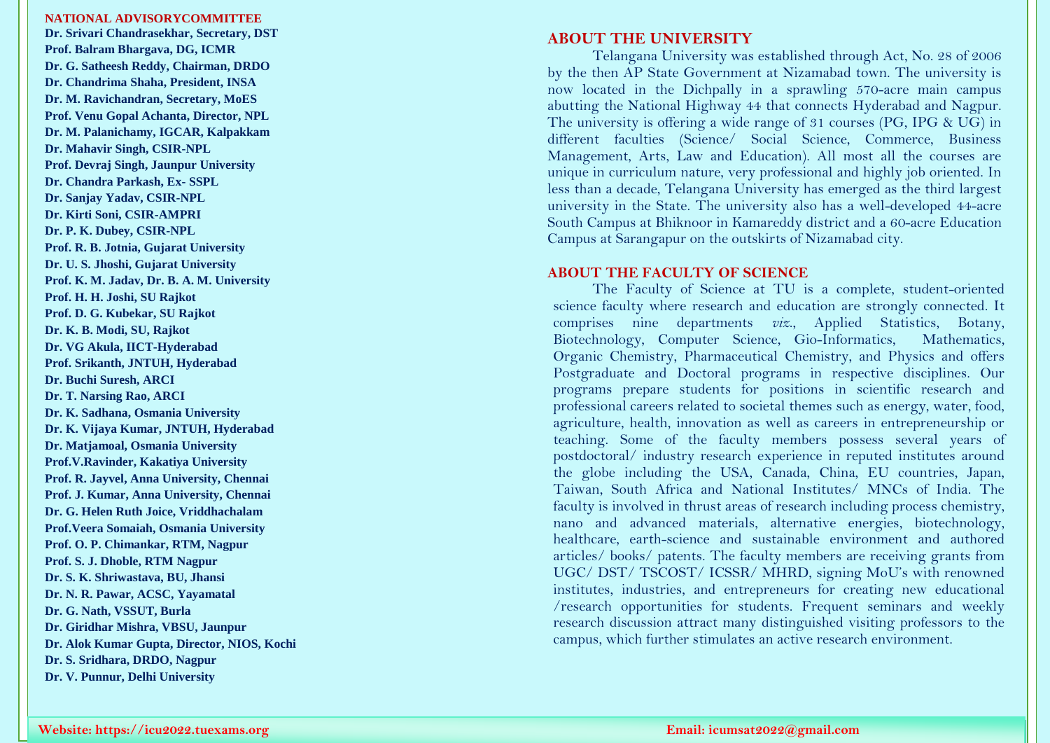## NATIONAL ADVISORYCOMMITTEE

**Dr. Srivari Chandrasekhar, Secretary, DST**
**Prof. Balram Bhargava, DG, ICMR**
**Dr. G. Satheesh Reddy, Chairman, DRDO**
**Dr. Chandrima Shaha, President, INSA**
**Dr. M. Ravichandran, Secretary, MoES**
**Prof. Venu Gopal Achanta, Director, NPL**
**Dr. M. Palanichamy, IGCAR, Kalpakkam**
**Dr. Mahavir Singh, CSIR-NPL**
**Prof. Devraj Singh, Jaunpur University**
**Dr. Chandra Parkash, Ex- SSPL**
**Dr. Sanjay Yadav, CSIR-NPL**
**Dr. Kirti Soni, CSIR-AMPRI**
**Dr. P. K. Dubey, CSIR-NPL**
**Prof. R. B. Jotnia, Gujarat University**
**Dr. U. S. Jhoshi, Gujarat University**
**Prof. K. M. Jadav, Dr. B. A. M. University**
**Prof. H. H. Joshi, SU Rajkot**
**Prof. D. G. Kubekar, SU Rajkot**
**Dr. K. B. Modi, SU, Rajkot**
**Dr. VG Akula, IICT-Hyderabad**
**Prof. Srikanth, JNTUH, Hyderabad**
**Dr. Buchi Suresh, ARCI**
**Dr. T. Narsing Rao, ARCI**
**Dr. K. Sadhana, Osmania University**
**Dr. K. Vijaya Kumar, JNTUH, Hyderabad**
**Dr. Matjamoal, Osmania University**
**Prof.V.Ravinder, Kakatiya University**
**Prof. R. Jayvel, Anna University, Chennai**
**Prof. J. Kumar, Anna University, Chennai**
**Dr. G. Helen Ruth Joice, Vriddhachalam**
**Prof.Veera Somaiah, Osmania University**
**Prof. O. P. Chimankar, RTM, Nagpur**
**Prof. S. J. Dhoble, RTM Nagpur**
**Dr. S. K. Shriwastava, BU, Jhansi**
**Dr. N. R. Pawar, ACSC, Yayamatal**
**Dr. G. Nath, VSSUT, Burla**
**Dr. Giridhar Mishra, VBSU, Jaunpur**
**Dr. Alok Kumar Gupta, Director, NIOS, Kochi**
**Dr. S. Sridhara, DRDO, Nagpur**
**Dr. V. Punnur, Delhi University**

## ABOUT THE UNIVERSITY

Telangana University was established through Act, No. 28 of 2006 by the then AP State Government at Nizamabad town. The university is now located in the Dichpally in a sprawling 570-acre main campus abutting the National Highway 44 that connects Hyderabad and Nagpur. The university is offering a wide range of 31 courses (PG, IPG & UG) in different faculties (Science/ Social Science, Commerce, Business Management, Arts, Law and Education). All most all the courses are unique in curriculum nature, very professional and highly job oriented. In less than a decade, Telangana University has emerged as the third largest university in the State. The university also has a well-developed 44-acre South Campus at Bhiknoor in Kamareddy district and a 60-acre Education Campus at Sarangapur on the outskirts of Nizamabad city.

## ABOUT THE FACULTY OF SCIENCE

The Faculty of Science at TU is a complete, student-oriented science faculty where research and education are strongly connected. It comprises nine departments *viz.*, Applied Statistics, Botany, Biotechnology, Computer Science, Gio-Informatics, Mathematics, Organic Chemistry, Pharmaceutical Chemistry, and Physics and offers Postgraduate and Doctoral programs in respective disciplines. Our programs prepare students for positions in scientific research and professional careers related to societal themes such as energy, water, food, agriculture, health, innovation as well as careers in entrepreneurship or teaching. Some of the faculty members possess several years of postdoctoral/ industry research experience in reputed institutes around the globe including the USA, Canada, China, EU countries, Japan, Taiwan, South Africa and National Institutes/ MNCs of India. The faculty is involved in thrust areas of research including process chemistry, nano and advanced materials, alternative energies, biotechnology, healthcare, earth-science and sustainable environment and authored articles/ books/ patents. The faculty members are receiving grants from UGC/ DST/ TSCOST/ ICSSR/ MHRD, signing MoU's with renowned institutes, industries, and entrepreneurs for creating new educational /research opportunities for students. Frequent seminars and weekly research discussion attract many distinguished visiting professors to the campus, which further stimulates an active research environment.

**Website: https://icu2022.tuexams.org** **Email: icumsat2022@gmail.com**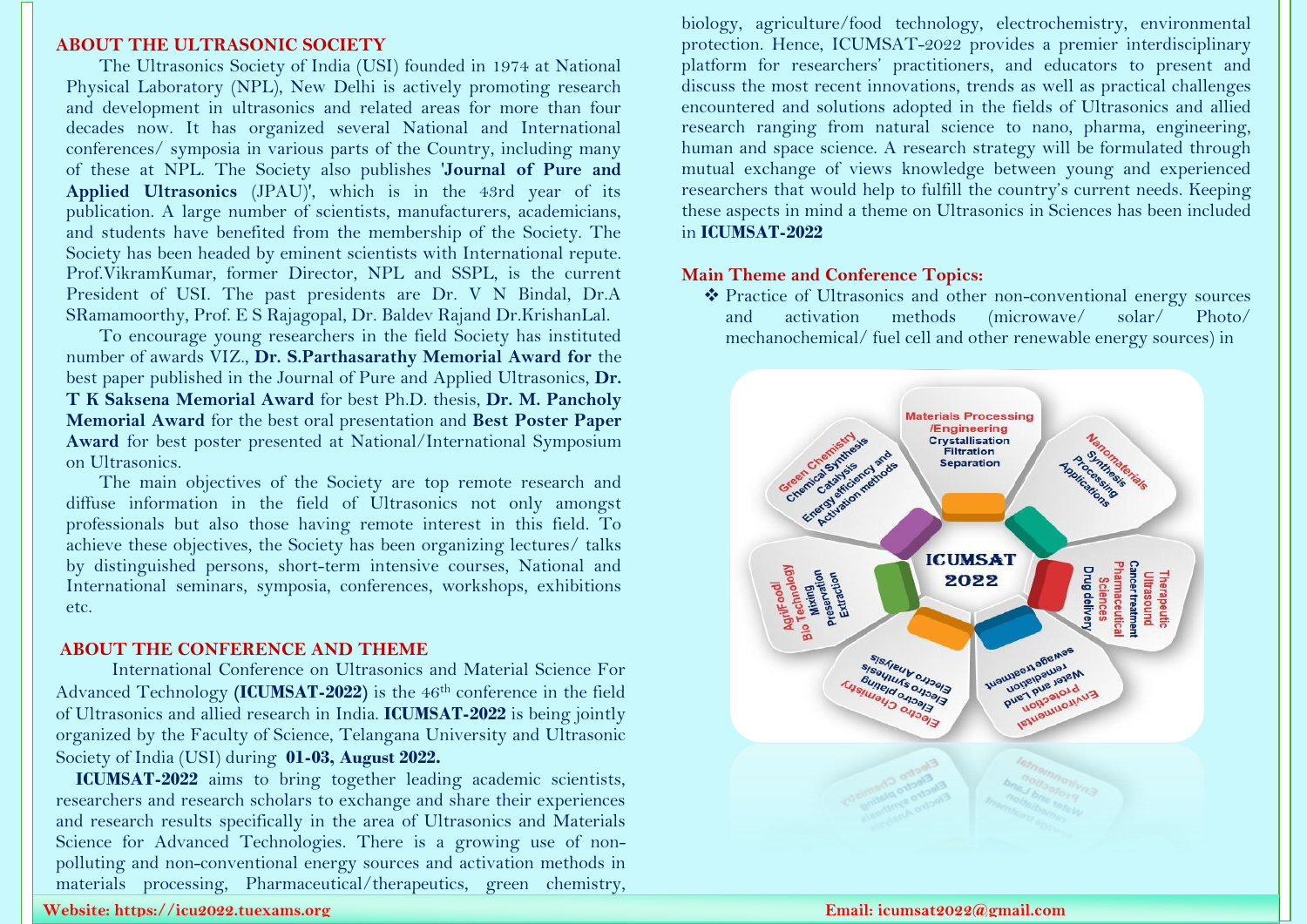## ABOUT THE ULTRASONIC SOCIETY

The Ultrasonics Society of India (USI) founded in 1974 at National Physical Laboratory (NPL), New Delhi is actively promoting research and development in ultrasonics and related areas for more than four decades now. It has organized several National and International conferences/ symposia in various parts of the Country, including many of these at NPL. The Society also publishes '**Journal of Pure and Applied Ultrasonics** (JPAU)', which is in the 43rd year of its publication. A large number of scientists, manufacturers, academicians, and students have benefited from the membership of the Society. The Society has been headed by eminent scientists with International repute. Prof.VikramKumar, former Director, NPL and SSPL, is the current President of USI. The past presidents are Dr. V N Bindal, Dr.A SRamamoorthy, Prof. E S Rajagopal, Dr. Baldev Rajand Dr.KrishanLal.

To encourage young researchers in the field Society has instituted number of awards VIZ., **Dr. S.Parthasarathy Memorial Award for** the best paper published in the Journal of Pure and Applied Ultrasonics, **Dr. T K Saksena Memorial Award** for best Ph.D. thesis, **Dr. M. Pancholy Memorial Award** for the best oral presentation and **Best Poster Paper Award** for best poster presented at National/International Symposium on Ultrasonics.

The main objectives of the Society are top remote research and diffuse information in the field of Ultrasonics not only amongst professionals but also those having remote interest in this field. To achieve these objectives, the Society has been organizing lectures/ talks by distinguished persons, short-term intensive courses, National and International seminars, symposia, conferences, workshops, exhibitions etc.

## ABOUT THE CONFERENCE AND THEME

International Conference on Ultrasonics and Material Science For Advanced Technology **(ICUMSAT-2022)** is the 46th conference in the field of Ultrasonics and allied research in India. **ICUMSAT-2022** is being jointly organized by the Faculty of Science, Telangana University and Ultrasonic Society of India (USI) during **01-03, August 2022.**

**ICUMSAT-2022** aims to bring together leading academic scientists, researchers and research scholars to exchange and share their experiences and research results specifically in the area of Ultrasonics and Materials Science for Advanced Technologies. There is a growing use of non-polluting and non-conventional energy sources and activation methods in materials processing, Pharmaceutical/therapeutics, green chemistry, biology, agriculture/food technology, electrochemistry, environmental protection. Hence, ICUMSAT-2022 provides a premier interdisciplinary platform for researchers' practitioners, and educators to present and discuss the most recent innovations, trends as well as practical challenges encountered and solutions adopted in the fields of Ultrasonics and allied research ranging from natural science to nano, pharma, engineering, human and space science. A research strategy will be formulated through mutual exchange of views knowledge between young and experienced researchers that would help to fulfill the country's current needs. Keeping these aspects in mind a theme on Ultrasonics in Sciences has been included in **ICUMSAT-2022**

## Main Theme and Conference Topics:

- Practice of Ultrasonics and other non-conventional energy sources and activation methods (microwave/ solar/ Photo/ mechanochemical/ fuel cell and other renewable energy sources) in

ICUMSAT 2022

- Materials Processing /Engineering: Crystallisation, Filtration, Separation
- Nanomaterials: Synthesis, Processing, Applications
- Therapeutic Ultrasound: Cancer treatment, Pharmaceutical Sciences, Drug delivery
- Environmental Protection: Water and Land remediation, sewage treatment
- Electro Chemistry: Electro plating, Electro synthesis, Electro Analysis
- Agri/Food/Bio Technology: Mixing, Preservation, Extraction
- Green Chemistry: Chemical Synthesis, Catalysis, Energy efficiency and Activation methods

**Website: https://icu2022.tuexams.org**

**Email: icumsat2022@gmail.com**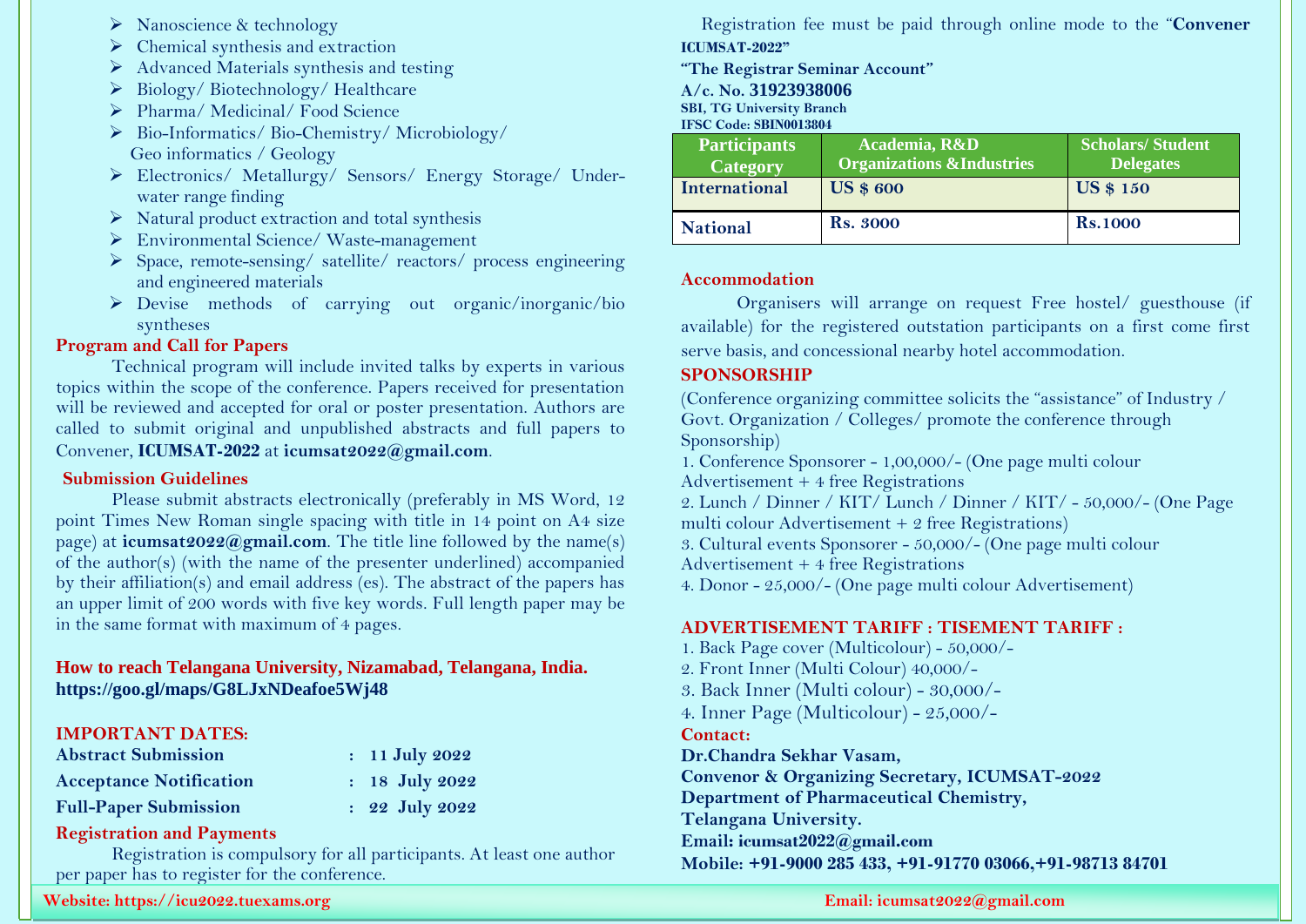- Nanoscience & technology
- Chemical synthesis and extraction
- Advanced Materials synthesis and testing
- Biology/ Biotechnology/ Healthcare
- Pharma/ Medicinal/ Food Science
- Bio-Informatics/ Bio-Chemistry/ Microbiology/ Geo informatics / Geology
- Electronics/ Metallurgy/ Sensors/ Energy Storage/ Under-water range finding
- Natural product extraction and total synthesis
- Environmental Science/ Waste-management
- Space, remote-sensing/ satellite/ reactors/ process engineering and engineered materials
- Devise methods of carrying out organic/inorganic/bio syntheses

## Program and Call for Papers

Technical program will include invited talks by experts in various topics within the scope of the conference. Papers received for presentation will be reviewed and accepted for oral or poster presentation. Authors are called to submit original and unpublished abstracts and full papers to Convener, **ICUMSAT-2022** at **icumsat2022@gmail.com**.

## Submission Guidelines

Please submit abstracts electronically (preferably in MS Word, 12 point Times New Roman single spacing with title in 14 point on A4 size page) at **icumsat2022@gmail.com**. The title line followed by the name(s) of the author(s) (with the name of the presenter underlined) accompanied by their affiliation(s) and email address (es). The abstract of the papers has an upper limit of 200 words with five key words. Full length paper may be in the same format with maximum of 4 pages.

## How to reach Telangana University, Nizamabad, Telangana, India.

**https://goo.gl/maps/G8LJxNDeafoe5Wj48**

## IMPORTANT DATES:

| | |
|---|---|
| **Abstract Submission** | : **11 July 2022** |
| **Acceptance Notification** | : **18 July 2022** |
| **Full-Paper Submission** | : **22 July 2022** |

## Registration and Payments

Registration is compulsory for all participants. At least one author per paper has to register for the conference.

Registration fee must be paid through online mode to the "**Convener ICUMSAT-2022**"

**"The Registrar Seminar Account"**
**A/c. No. 31923938006**
**SBI, TG University Branch**
**IFSC Code: SBIN0013804**

| Participants Category | Academia, R&D Organizations &Industries | Scholars/ Student Delegates |
|---|---|---|
| **International** | **US $ 600** | **US $ 150** |
| **National** | **Rs. 3000** | **Rs.1000** |

## Accommodation

Organisers will arrange on request Free hostel/ guesthouse (if available) for the registered outstation participants on a first come first serve basis, and concessional nearby hotel accommodation.

## SPONSORSHIP

(Conference organizing committee solicits the "assistance" of Industry / Govt. Organization / Colleges/ promote the conference through Sponsorship)

1. Conference Sponsorer - 1,00,000/- (One page multi colour Advertisement + 4 free Registrations
2. Lunch / Dinner / KIT/ Lunch / Dinner / KIT/ - 50,000/- (One Page multi colour Advertisement + 2 free Registrations)
3. Cultural events Sponsorer - 50,000/- (One page multi colour Advertisement + 4 free Registrations
4. Donor - 25,000/- (One page multi colour Advertisement)

## ADVERTISEMENT TARIFF : TISEMENT TARIFF :

1. Back Page cover (Multicolour) - 50,000/-
2. Front Inner (Multi Colour) 40,000/-
3. Back Inner (Multi colour) - 30,000/-
4. Inner Page (Multicolour) - 25,000/-

## Contact:

**Dr.Chandra Sekhar Vasam,**
**Convenor & Organizing Secretary, ICUMSAT-2022**
**Department of Pharmaceutical Chemistry,**
**Telangana University.**
**Email: icumsat2022@gmail.com**
**Mobile: +91-9000 285 433, +91-91770 03066,+91-98713 84701**

Website: https://icu2022.tuexams.org Email: icumsat2022@gmail.com